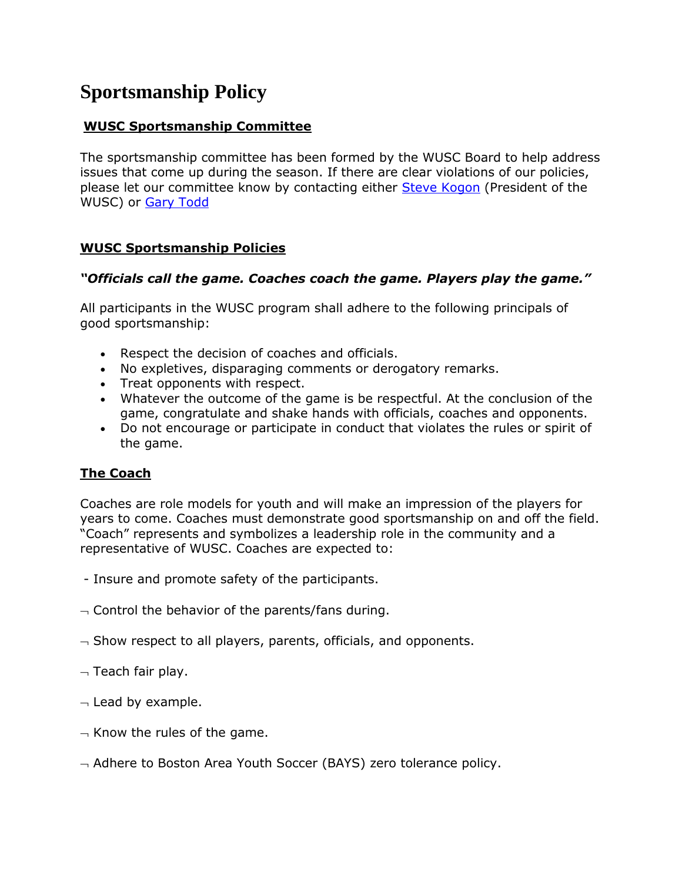# Sportsmanship Policy

## WUSC Sportsmanship Committee

The sportsmanship committee has been formed by the WUSC Board to help address issues that come up during the season. If there are clear violations of our policies, please let our committee know by contacting either Steve Kogon (President of the WUSC) or Gary Todd

## WUSC Sportsmanship Policies

***"Officials call the game. Coaches coach the game. Players play the game."***

All participants in the WUSC program shall adhere to the following principals of good sportsmanship:

- Respect the decision of coaches and officials.
- No expletives, disparaging comments or derogatory remarks.
- Treat opponents with respect.
- Whatever the outcome of the game is be respectful. At the conclusion of the game, congratulate and shake hands with officials, coaches and opponents.
- Do not encourage or participate in conduct that violates the rules or spirit of the game.

## The Coach

Coaches are role models for youth and will make an impression of the players for years to come. Coaches must demonstrate good sportsmanship on and off the field. "Coach" represents and symbolizes a leadership role in the community and a representative of WUSC. Coaches are expected to:

- Insure and promote safety of the participants.

¬ Control the behavior of the parents/fans during.

¬ Show respect to all players, parents, officials, and opponents.

¬ Teach fair play.

¬ Lead by example.

¬ Know the rules of the game.

¬ Adhere to Boston Area Youth Soccer (BAYS) zero tolerance policy.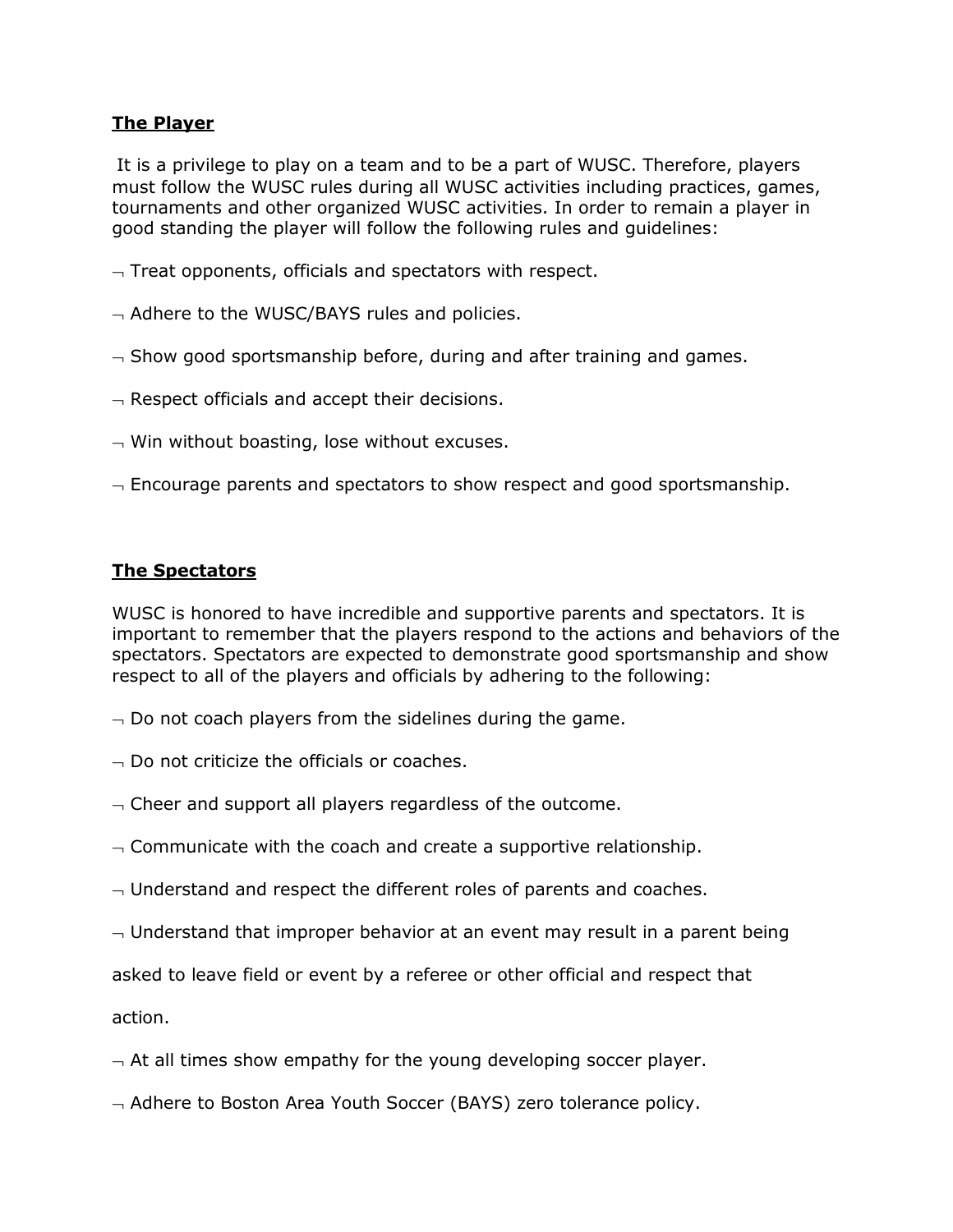**The Player**

It is a privilege to play on a team and to be a part of WUSC. Therefore, players must follow the WUSC rules during all WUSC activities including practices, games, tournaments and other organized WUSC activities. In order to remain a player in good standing the player will follow the following rules and guidelines:

- Treat opponents, officials and spectators with respect.
- Adhere to the WUSC/BAYS rules and policies.
- Show good sportsmanship before, during and after training and games.
- Respect officials and accept their decisions.
- Win without boasting, lose without excuses.
- Encourage parents and spectators to show respect and good sportsmanship.

**The Spectators**

WUSC is honored to have incredible and supportive parents and spectators. It is important to remember that the players respond to the actions and behaviors of the spectators. Spectators are expected to demonstrate good sportsmanship and show respect to all of the players and officials by adhering to the following:

- Do not coach players from the sidelines during the game.
- Do not criticize the officials or coaches.
- Cheer and support all players regardless of the outcome.
- Communicate with the coach and create a supportive relationship.
- Understand and respect the different roles of parents and coaches.
- Understand that improper behavior at an event may result in a parent being asked to leave field or event by a referee or other official and respect that action.
- At all times show empathy for the young developing soccer player.
- Adhere to Boston Area Youth Soccer (BAYS) zero tolerance policy.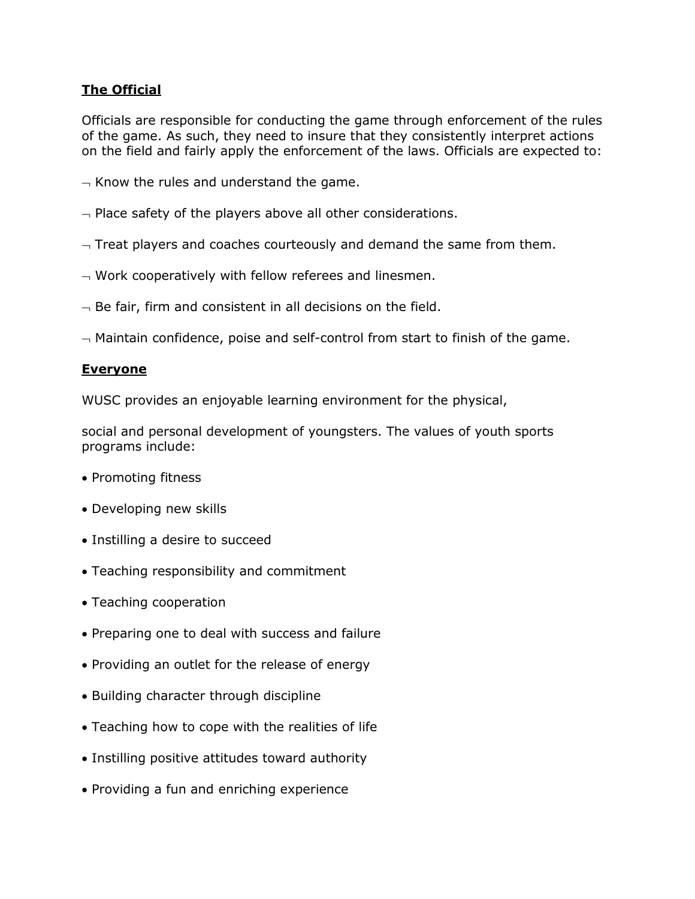**The Official**

Officials are responsible for conducting the game through enforcement of the rules of the game. As such, they need to insure that they consistently interpret actions on the field and fairly apply the enforcement of the laws. Officials are expected to:

- Know the rules and understand the game.
- Place safety of the players above all other considerations.
- Treat players and coaches courteously and demand the same from them.
- Work cooperatively with fellow referees and linesmen.
- Be fair, firm and consistent in all decisions on the field.
- Maintain confidence, poise and self-control from start to finish of the game.

**Everyone**

WUSC provides an enjoyable learning environment for the physical,

social and personal development of youngsters. The values of youth sports programs include:

- Promoting fitness
- Developing new skills
- Instilling a desire to succeed
- Teaching responsibility and commitment
- Teaching cooperation
- Preparing one to deal with success and failure
- Providing an outlet for the release of energy
- Building character through discipline
- Teaching how to cope with the realities of life
- Instilling positive attitudes toward authority
- Providing a fun and enriching experience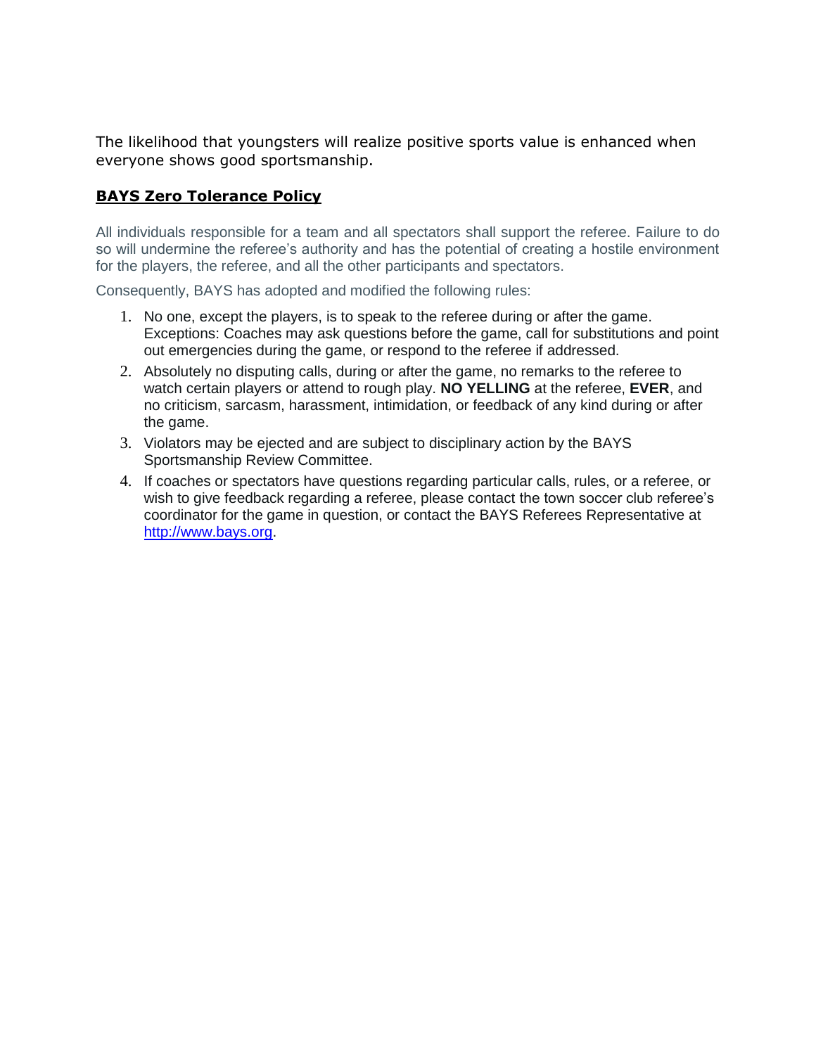The likelihood that youngsters will realize positive sports value is enhanced when everyone shows good sportsmanship.

## **BAYS Zero Tolerance Policy**

All individuals responsible for a team and all spectators shall support the referee. Failure to do so will undermine the referee's authority and has the potential of creating a hostile environment for the players, the referee, and all the other participants and spectators.

Consequently, BAYS has adopted and modified the following rules:

1. No one, except the players, is to speak to the referee during or after the game. Exceptions: Coaches may ask questions before the game, call for substitutions and point out emergencies during the game, or respond to the referee if addressed.
2. Absolutely no disputing calls, during or after the game, no remarks to the referee to watch certain players or attend to rough play. **NO YELLING** at the referee, **EVER**, and no criticism, sarcasm, harassment, intimidation, or feedback of any kind during or after the game.
3. Violators may be ejected and are subject to disciplinary action by the BAYS Sportsmanship Review Committee.
4. If coaches or spectators have questions regarding particular calls, rules, or a referee, or wish to give feedback regarding a referee, please contact the town soccer club referee's coordinator for the game in question, or contact the BAYS Referees Representative at [http://www.bays.org](http://www.bays.org).